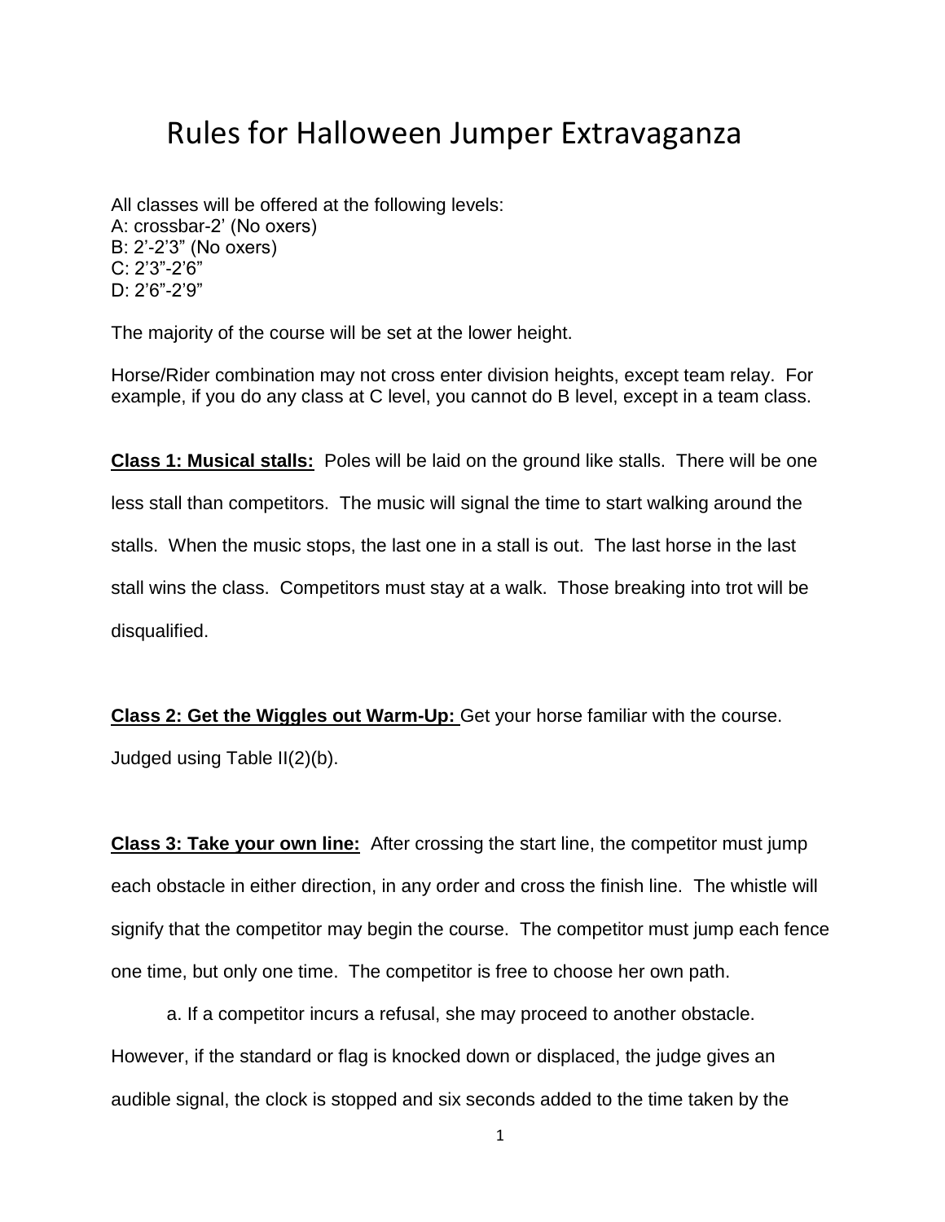# Rules for Halloween Jumper Extravaganza

All classes will be offered at the following levels:
A: crossbar-2’ (No oxers)
B: 2’-2’3” (No oxers)
C: 2’3”-2’6”
D: 2’6”-2’9”

The majority of the course will be set at the lower height.

Horse/Rider combination may not cross enter division heights, except team relay. For example, if you do any class at C level, you cannot do B level, except in a team class.

**Class 1: Musical stalls:** Poles will be laid on the ground like stalls. There will be one less stall than competitors. The music will signal the time to start walking around the stalls. When the music stops, the last one in a stall is out. The last horse in the last stall wins the class. Competitors must stay at a walk. Those breaking into trot will be disqualified.

**Class 2: Get the Wiggles out Warm-Up:** Get your horse familiar with the course. Judged using Table II(2)(b).

**Class 3: Take your own line:** After crossing the start line, the competitor must jump each obstacle in either direction, in any order and cross the finish line. The whistle will signify that the competitor may begin the course. The competitor must jump each fence one time, but only one time. The competitor is free to choose her own path.

a. If a competitor incurs a refusal, she may proceed to another obstacle. However, if the standard or flag is knocked down or displaced, the judge gives an audible signal, the clock is stopped and six seconds added to the time taken by the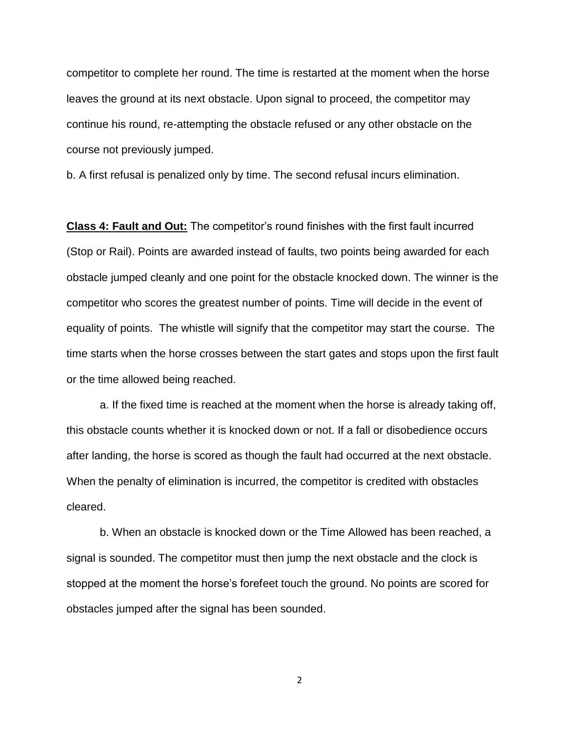competitor to complete her round. The time is restarted at the moment when the horse leaves the ground at its next obstacle. Upon signal to proceed, the competitor may continue his round, re-attempting the obstacle refused or any other obstacle on the course not previously jumped.

b. A first refusal is penalized only by time. The second refusal incurs elimination.

**Class 4: Fault and Out:** The competitor's round finishes with the first fault incurred (Stop or Rail). Points are awarded instead of faults, two points being awarded for each obstacle jumped cleanly and one point for the obstacle knocked down. The winner is the competitor who scores the greatest number of points. Time will decide in the event of equality of points. The whistle will signify that the competitor may start the course. The time starts when the horse crosses between the start gates and stops upon the first fault or the time allowed being reached.

a. If the fixed time is reached at the moment when the horse is already taking off, this obstacle counts whether it is knocked down or not. If a fall or disobedience occurs after landing, the horse is scored as though the fault had occurred at the next obstacle. When the penalty of elimination is incurred, the competitor is credited with obstacles cleared.

b. When an obstacle is knocked down or the Time Allowed has been reached, a signal is sounded. The competitor must then jump the next obstacle and the clock is stopped at the moment the horse's forefeet touch the ground. No points are scored for obstacles jumped after the signal has been sounded.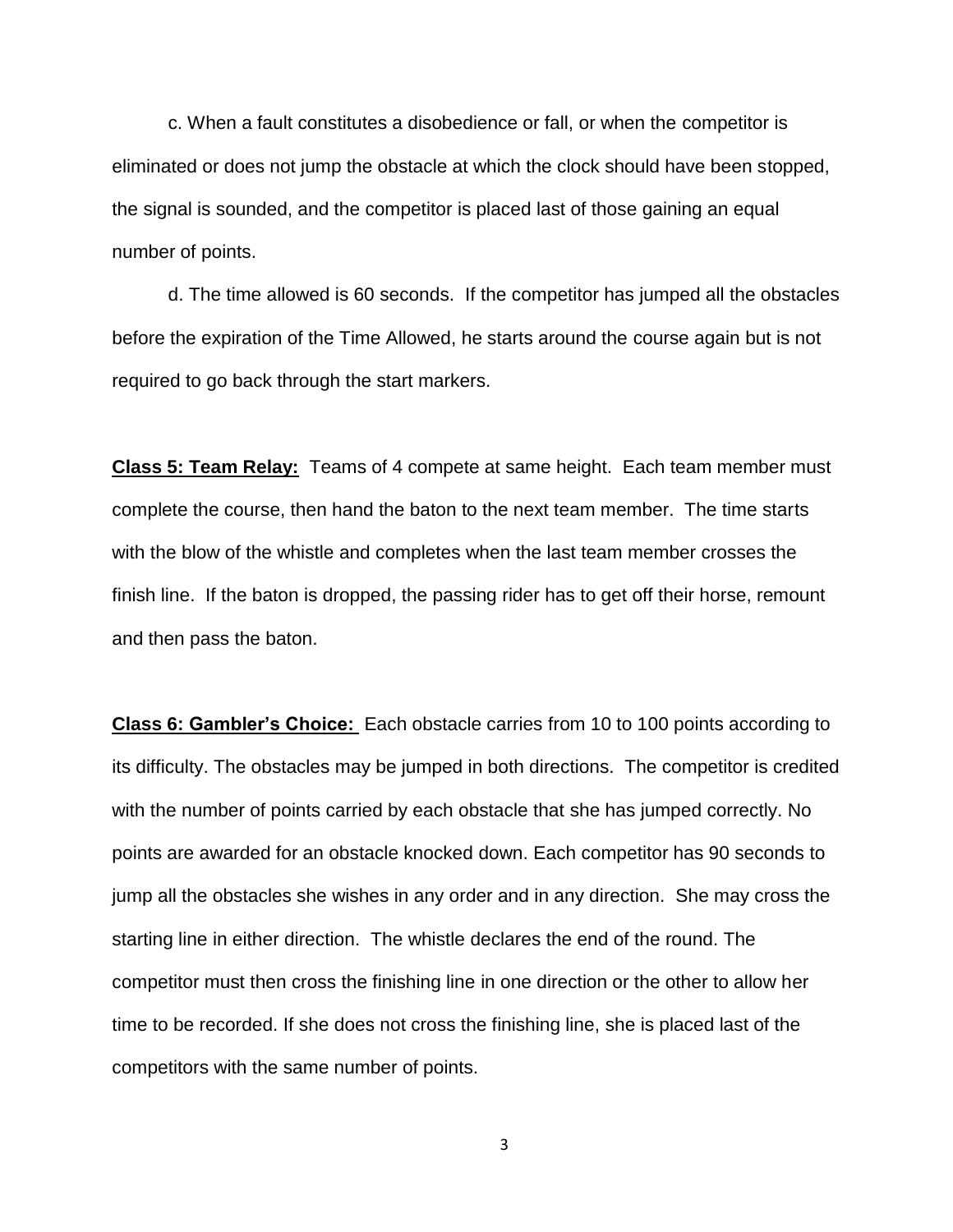c. When a fault constitutes a disobedience or fall, or when the competitor is eliminated or does not jump the obstacle at which the clock should have been stopped, the signal is sounded, and the competitor is placed last of those gaining an equal number of points.

d. The time allowed is 60 seconds. If the competitor has jumped all the obstacles before the expiration of the Time Allowed, he starts around the course again but is not required to go back through the start markers.

**Class 5: Team Relay:** Teams of 4 compete at same height. Each team member must complete the course, then hand the baton to the next team member. The time starts with the blow of the whistle and completes when the last team member crosses the finish line. If the baton is dropped, the passing rider has to get off their horse, remount and then pass the baton.

**Class 6: Gambler's Choice:** Each obstacle carries from 10 to 100 points according to its difficulty. The obstacles may be jumped in both directions. The competitor is credited with the number of points carried by each obstacle that she has jumped correctly. No points are awarded for an obstacle knocked down. Each competitor has 90 seconds to jump all the obstacles she wishes in any order and in any direction. She may cross the starting line in either direction. The whistle declares the end of the round. The competitor must then cross the finishing line in one direction or the other to allow her time to be recorded. If she does not cross the finishing line, she is placed last of the competitors with the same number of points.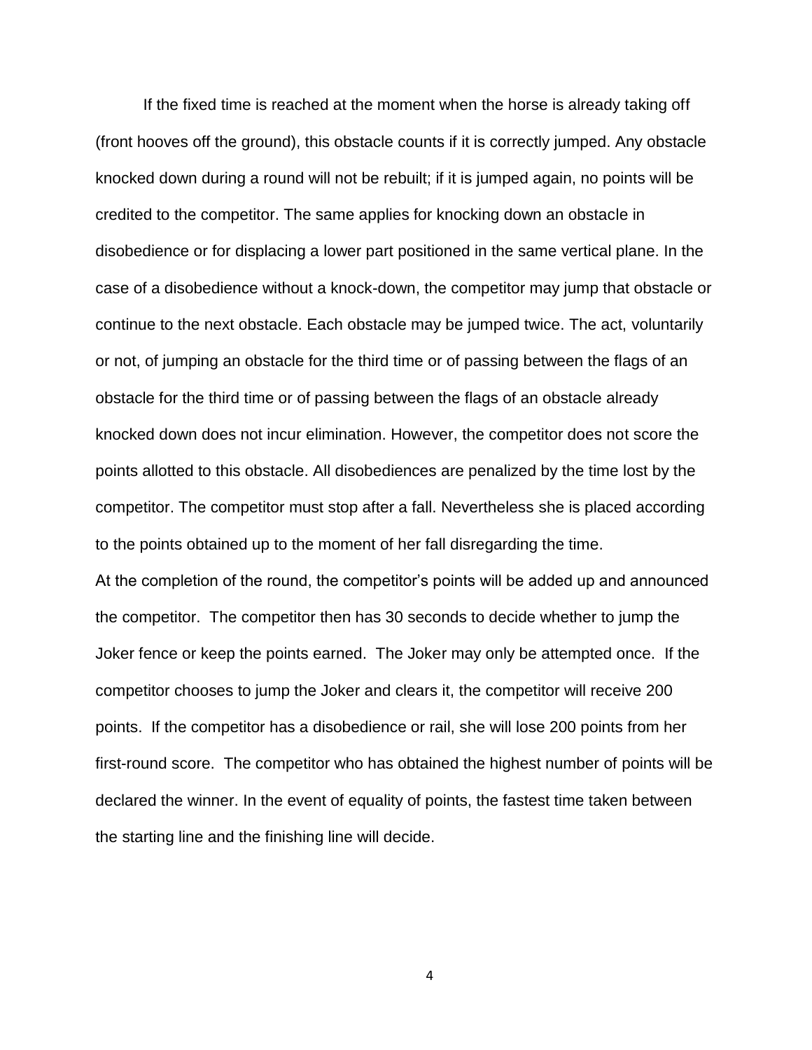If the fixed time is reached at the moment when the horse is already taking off (front hooves off the ground), this obstacle counts if it is correctly jumped. Any obstacle knocked down during a round will not be rebuilt; if it is jumped again, no points will be credited to the competitor. The same applies for knocking down an obstacle in disobedience or for displacing a lower part positioned in the same vertical plane. In the case of a disobedience without a knock-down, the competitor may jump that obstacle or continue to the next obstacle. Each obstacle may be jumped twice. The act, voluntarily or not, of jumping an obstacle for the third time or of passing between the flags of an obstacle for the third time or of passing between the flags of an obstacle already knocked down does not incur elimination. However, the competitor does not score the points allotted to this obstacle. All disobediences are penalized by the time lost by the competitor. The competitor must stop after a fall. Nevertheless she is placed according to the points obtained up to the moment of her fall disregarding the time.

At the completion of the round, the competitor's points will be added up and announced the competitor. The competitor then has 30 seconds to decide whether to jump the Joker fence or keep the points earned. The Joker may only be attempted once. If the competitor chooses to jump the Joker and clears it, the competitor will receive 200 points. If the competitor has a disobedience or rail, she will lose 200 points from her first-round score. The competitor who has obtained the highest number of points will be declared the winner. In the event of equality of points, the fastest time taken between the starting line and the finishing line will decide.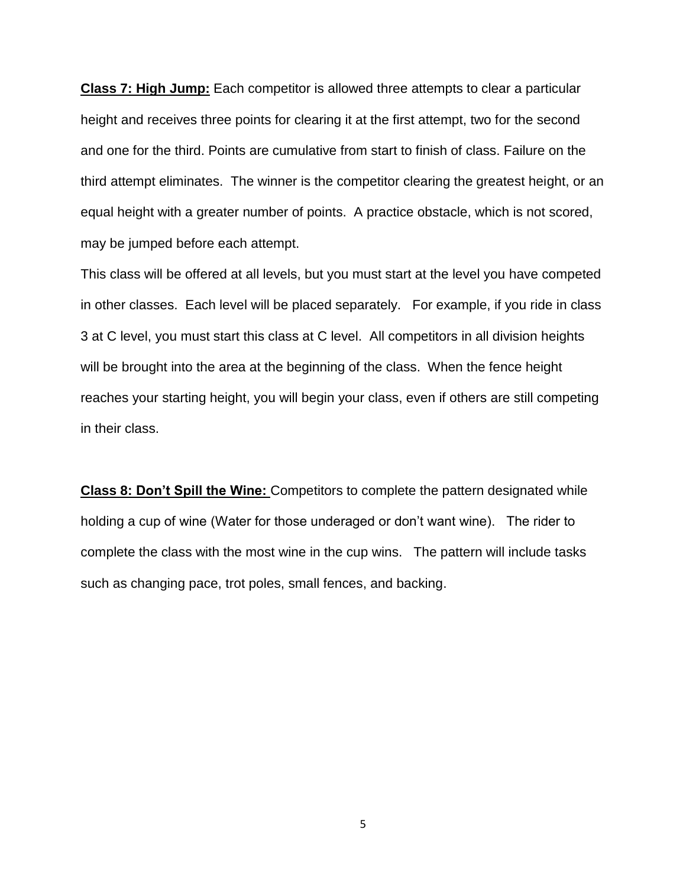**Class 7: High Jump:** Each competitor is allowed three attempts to clear a particular height and receives three points for clearing it at the first attempt, two for the second and one for the third. Points are cumulative from start to finish of class. Failure on the third attempt eliminates. The winner is the competitor clearing the greatest height, or an equal height with a greater number of points. A practice obstacle, which is not scored, may be jumped before each attempt.

This class will be offered at all levels, but you must start at the level you have competed in other classes. Each level will be placed separately. For example, if you ride in class 3 at C level, you must start this class at C level. All competitors in all division heights will be brought into the area at the beginning of the class. When the fence height reaches your starting height, you will begin your class, even if others are still competing in their class.

**Class 8: Don't Spill the Wine:** Competitors to complete the pattern designated while holding a cup of wine (Water for those underaged or don't want wine). The rider to complete the class with the most wine in the cup wins. The pattern will include tasks such as changing pace, trot poles, small fences, and backing.